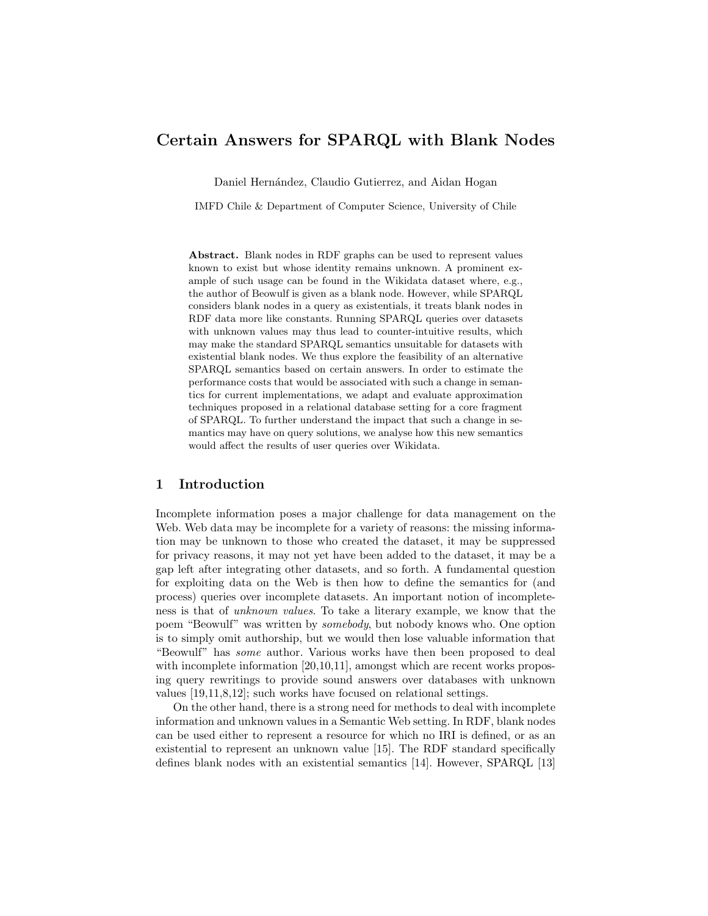# Certain Answers for SPARQL with Blank Nodes

Daniel Hernández, Claudio Gutierrez, and Aidan Hogan

IMFD Chile & Department of Computer Science, University of Chile

**Abstract.** Blank nodes in RDF graphs can be used to represent values known to exist but whose identity remains unknown. A prominent example of such usage can be found in the Wikidata dataset where, e.g., the author of Beowulf is given as a blank node. However, while SPARQL considers blank nodes in a query as existentials, it treats blank nodes in RDF data more like constants. Running SPARQL queries over datasets with unknown values may thus lead to counter-intuitive results, which may make the standard SPARQL semantics unsuitable for datasets with existential blank nodes. We thus explore the feasibility of an alternative SPARQL semantics based on certain answers. In order to estimate the performance costs that would be associated with such a change in semantics for current implementations, we adapt and evaluate approximation techniques proposed in a relational database setting for a core fragment of SPARQL. To further understand the impact that such a change in semantics may have on query solutions, we analyse how this new semantics would affect the results of user queries over Wikidata.

## 1 Introduction

Incomplete information poses a major challenge for data management on the Web. Web data may be incomplete for a variety of reasons: the missing information may be unknown to those who created the dataset, it may be suppressed for privacy reasons, it may not yet have been added to the dataset, it may be a gap left after integrating other datasets, and so forth. A fundamental question for exploiting data on the Web is then how to define the semantics for (and process) queries over incomplete datasets. An important notion of incompleteness is that of *unknown values*. To take a literary example, we know that the poem "Beowulf" was written by *somebody*, but nobody knows who. One option is to simply omit authorship, but we would then lose valuable information that "Beowulf" has *some* author. Various works have then been proposed to deal with incomplete information [20,10,11], amongst which are recent works proposing query rewritings to provide sound answers over databases with unknown values [19,11,8,12]; such works have focused on relational settings.

On the other hand, there is a strong need for methods to deal with incomplete information and unknown values in a Semantic Web setting. In RDF, blank nodes can be used either to represent a resource for which no IRI is defined, or as an existential to represent an unknown value [15]. The RDF standard specifically defines blank nodes with an existential semantics [14]. However, SPARQL [13]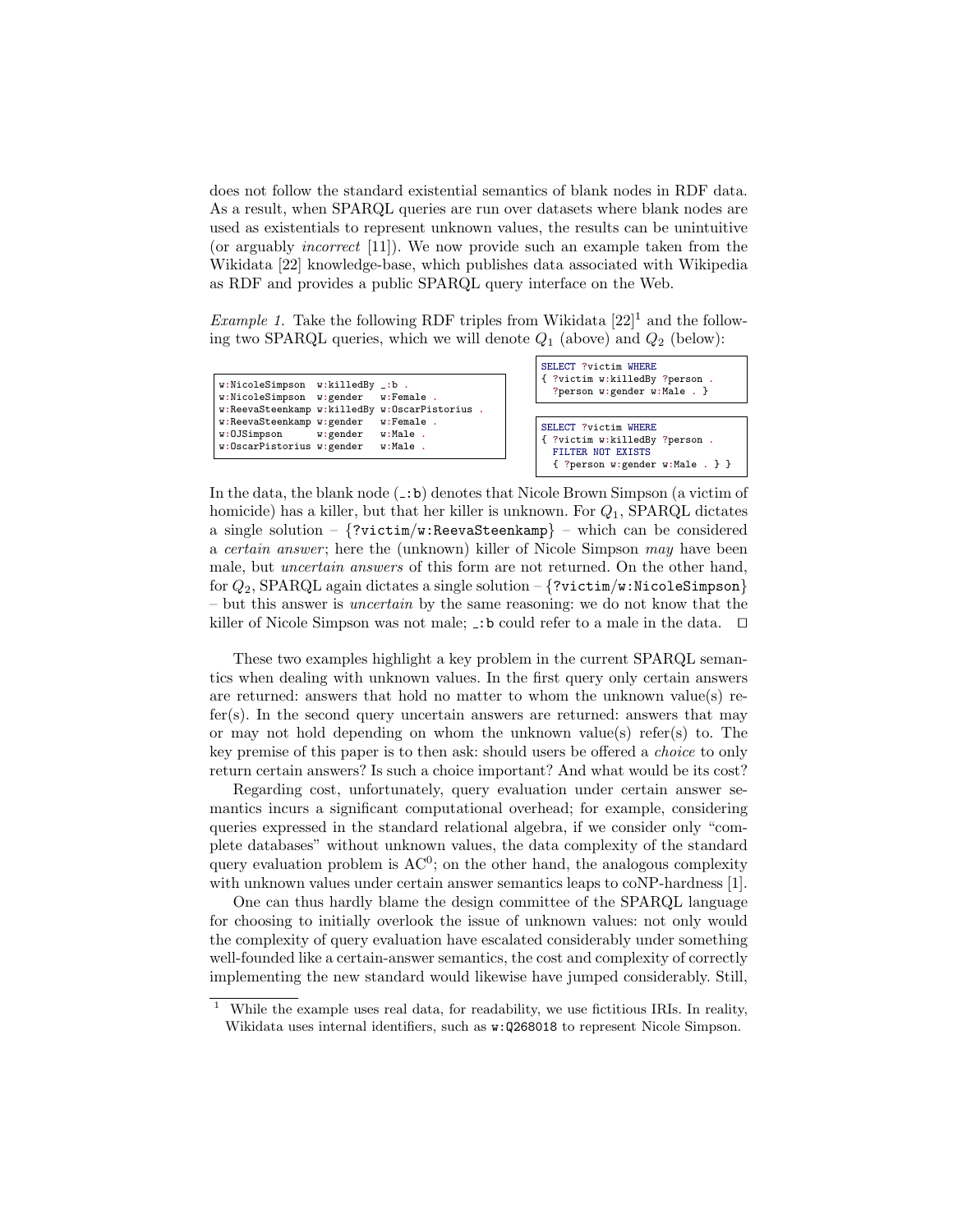does not follow the standard existential semantics of blank nodes in RDF data. As a result, when SPARQL queries are run over datasets where blank nodes are used as existentials to represent unknown values, the results can be unintuitive (or arguably *incorrect* [11]). We now provide such an example taken from the Wikidata [22] knowledge-base, which publishes data associated with Wikipedia as RDF and provides a public SPARQL query interface on the Web.

*Example 1.* Take the following RDF triples from Wikidata [22][1] and the following two SPARQL queries, which we will denote $Q_1$ (above) and $Q_2$ (below):

```
w:NicoleSimpson  w:killedBy _:b .
w:NicoleSimpson  w:gender   w:Female .
w:ReevaSteenkamp w:killedBy w:OscarPistorius .
w:ReevaSteenkamp w:gender   w:Female .
w:OJSimpson      w:gender   w:Male .
w:OscarPistorius w:gender   w:Male .
```

```
SELECT ?victim WHERE
{ ?victim w:killedBy ?person .
  ?person w:gender w:Male . }
```

```
SELECT ?victim WHERE
{ ?victim w:killedBy ?person .
  FILTER NOT EXISTS
  { ?person w:gender w:Male . } }
```

In the data, the blank node (_:b) denotes that Nicole Brown Simpson (a victim of homicide) has a killer, but that her killer is unknown. For $Q_1$, SPARQL dictates a single solution – {?victim/w:ReevaSteenkamp} – which can be considered a *certain answer*; here the (unknown) killer of Nicole Simpson *may* have been male, but *uncertain answers* of this form are not returned. On the other hand, for $Q_2$, SPARQL again dictates a single solution – {?victim/w:NicoleSimpson} – but this answer is *uncertain* by the same reasoning: we do not know that the killer of Nicole Simpson was not male; _:b could refer to a male in the data. □

These two examples highlight a key problem in the current SPARQL semantics when dealing with unknown values. In the first query only certain answers are returned: answers that hold no matter to whom the unknown value(s) refer(s). In the second query uncertain answers are returned: answers that may or may not hold depending on whom the unknown value(s) refer(s) to. The key premise of this paper is to then ask: should users be offered a *choice* to only return certain answers? Is such a choice important? And what would be its cost?

Regarding cost, unfortunately, query evaluation under certain answer semantics incurs a significant computational overhead; for example, considering queries expressed in the standard relational algebra, if we consider only "complete databases" without unknown values, the data complexity of the standard query evaluation problem is $AC^0$; on the other hand, the analogous complexity with unknown values under certain answer semantics leaps to coNP-hardness [1].

One can thus hardly blame the design committee of the SPARQL language for choosing to initially overlook the issue of unknown values: not only would the complexity of query evaluation have escalated considerably under something well-founded like a certain-answer semantics, the cost and complexity of correctly implementing the new standard would likewise have jumped considerably. Still,

[1] While the example uses real data, for readability, we use fictitious IRIs. In reality, Wikidata uses internal identifiers, such as w:Q268018 to represent Nicole Simpson.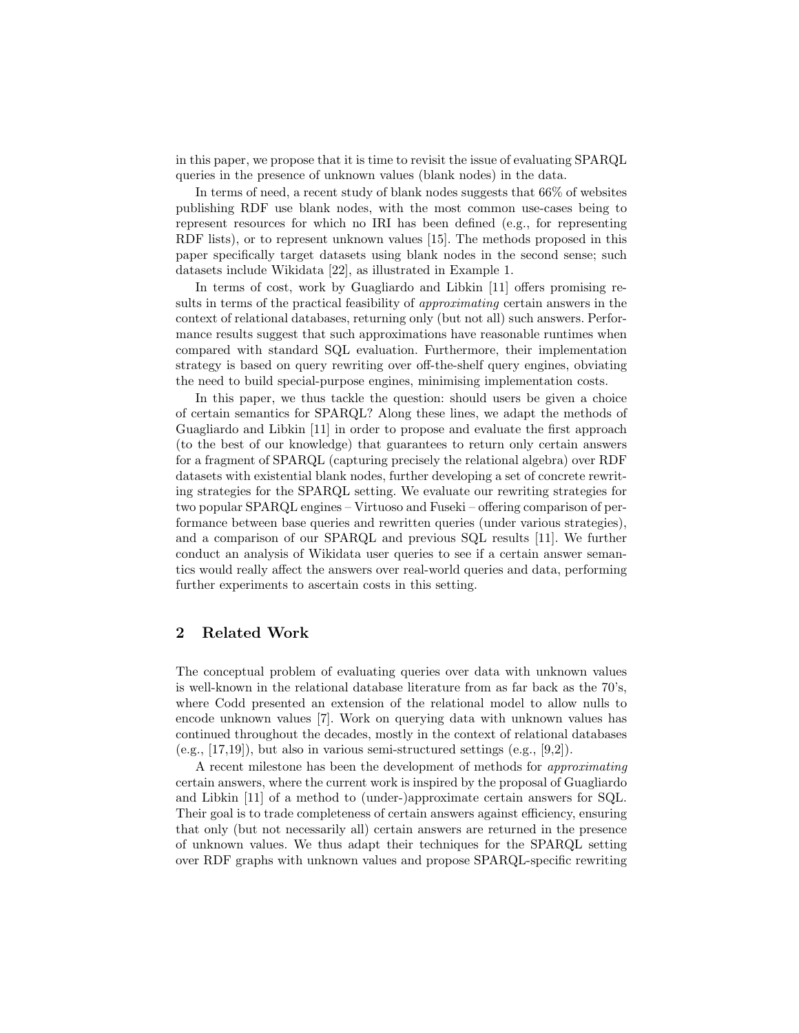in this paper, we propose that it is time to revisit the issue of evaluating SPARQL queries in the presence of unknown values (blank nodes) in the data.

In terms of need, a recent study of blank nodes suggests that 66% of websites publishing RDF use blank nodes, with the most common use-cases being to represent resources for which no IRI has been defined (e.g., for representing RDF lists), or to represent unknown values [15]. The methods proposed in this paper specifically target datasets using blank nodes in the second sense; such datasets include Wikidata [22], as illustrated in Example 1.

In terms of cost, work by Guagliardo and Libkin [11] offers promising results in terms of the practical feasibility of *approximating* certain answers in the context of relational databases, returning only (but not all) such answers. Performance results suggest that such approximations have reasonable runtimes when compared with standard SQL evaluation. Furthermore, their implementation strategy is based on query rewriting over off-the-shelf query engines, obviating the need to build special-purpose engines, minimising implementation costs.

In this paper, we thus tackle the question: should users be given a choice of certain semantics for SPARQL? Along these lines, we adapt the methods of Guagliardo and Libkin [11] in order to propose and evaluate the first approach (to the best of our knowledge) that guarantees to return only certain answers for a fragment of SPARQL (capturing precisely the relational algebra) over RDF datasets with existential blank nodes, further developing a set of concrete rewriting strategies for the SPARQL setting. We evaluate our rewriting strategies for two popular SPARQL engines – Virtuoso and Fuseki – offering comparison of performance between base queries and rewritten queries (under various strategies), and a comparison of our SPARQL and previous SQL results [11]. We further conduct an analysis of Wikidata user queries to see if a certain answer semantics would really affect the answers over real-world queries and data, performing further experiments to ascertain costs in this setting.

## 2 Related Work

The conceptual problem of evaluating queries over data with unknown values is well-known in the relational database literature from as far back as the 70's, where Codd presented an extension of the relational model to allow nulls to encode unknown values [7]. Work on querying data with unknown values has continued throughout the decades, mostly in the context of relational databases (e.g., [17,19]), but also in various semi-structured settings (e.g., [9,2]).

A recent milestone has been the development of methods for *approximating* certain answers, where the current work is inspired by the proposal of Guagliardo and Libkin [11] of a method to (under-)approximate certain answers for SQL. Their goal is to trade completeness of certain answers against efficiency, ensuring that only (but not necessarily all) certain answers are returned in the presence of unknown values. We thus adapt their techniques for the SPARQL setting over RDF graphs with unknown values and propose SPARQL-specific rewriting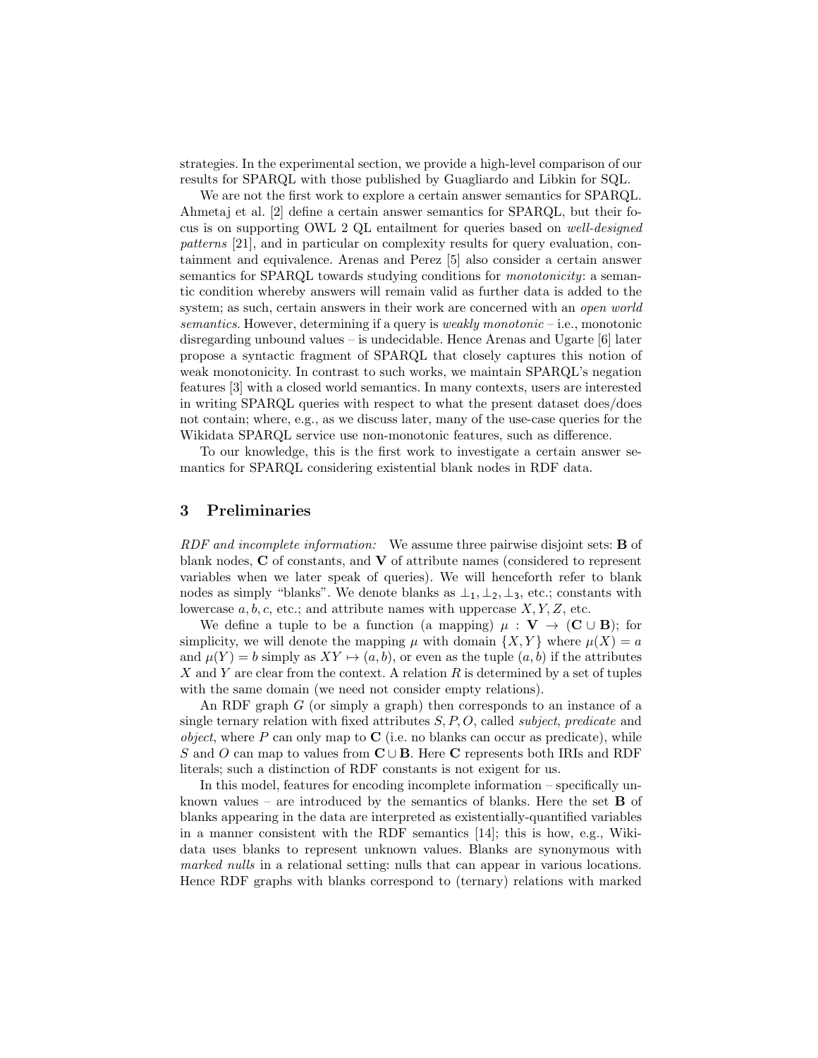strategies. In the experimental section, we provide a high-level comparison of our results for SPARQL with those published by Guagliardo and Libkin for SQL.

We are not the first work to explore a certain answer semantics for SPARQL. Ahmetaj et al. [2] define a certain answer semantics for SPARQL, but their focus is on supporting OWL 2 QL entailment for queries based on *well-designed patterns* [21], and in particular on complexity results for query evaluation, containment and equivalence. Arenas and Perez [5] also consider a certain answer semantics for SPARQL towards studying conditions for *monotonicity*: a semantic condition whereby answers will remain valid as further data is added to the system; as such, certain answers in their work are concerned with an *open world semantics*. However, determining if a query is *weakly monotonic* – i.e., monotonic disregarding unbound values – is undecidable. Hence Arenas and Ugarte [6] later propose a syntactic fragment of SPARQL that closely captures this notion of weak monotonicity. In contrast to such works, we maintain SPARQL's negation features [3] with a closed world semantics. In many contexts, users are interested in writing SPARQL queries with respect to what the present dataset does/does not contain; where, e.g., as we discuss later, many of the use-case queries for the Wikidata SPARQL service use non-monotonic features, such as difference.

To our knowledge, this is the first work to investigate a certain answer semantics for SPARQL considering existential blank nodes in RDF data.

## 3 Preliminaries

*RDF and incomplete information:* We assume three pairwise disjoint sets: $\mathbf{B}$ of blank nodes, $\mathbf{C}$ of constants, and $\mathbf{V}$ of attribute names (considered to represent variables when we later speak of queries). We will henceforth refer to blank nodes as simply "blanks". We denote blanks as $\bot_1, \bot_2, \bot_3$, etc.; constants with lowercase $a, b, c$, etc.; and attribute names with uppercase $X, Y, Z$, etc.

We define a tuple to be a function (a mapping) $\mu : \mathbf{V} \to (\mathbf{C} \cup \mathbf{B})$; for simplicity, we will denote the mapping $\mu$ with domain $\{X, Y\}$ where $\mu(X) = a$ and $\mu(Y) = b$ simply as $XY \mapsto (a, b)$, or even as the tuple $(a, b)$ if the attributes $X$ and $Y$ are clear from the context. A relation $R$ is determined by a set of tuples with the same domain (we need not consider empty relations).

An RDF graph $G$ (or simply a graph) then corresponds to an instance of a single ternary relation with fixed attributes $S, P, O$, called *subject*, *predicate* and *object*, where $P$ can only map to $\mathbf{C}$ (i.e. no blanks can occur as predicate), while $S$ and $O$ can map to values from $\mathbf{C} \cup \mathbf{B}$. Here $\mathbf{C}$ represents both IRIs and RDF literals; such a distinction of RDF constants is not exigent for us.

In this model, features for encoding incomplete information – specifically unknown values – are introduced by the semantics of blanks. Here the set $\mathbf{B}$ of blanks appearing in the data are interpreted as existentially-quantified variables in a manner consistent with the RDF semantics [14]; this is how, e.g., Wikidata uses blanks to represent unknown values. Blanks are synonymous with *marked nulls* in a relational setting: nulls that can appear in various locations. Hence RDF graphs with blanks correspond to (ternary) relations with marked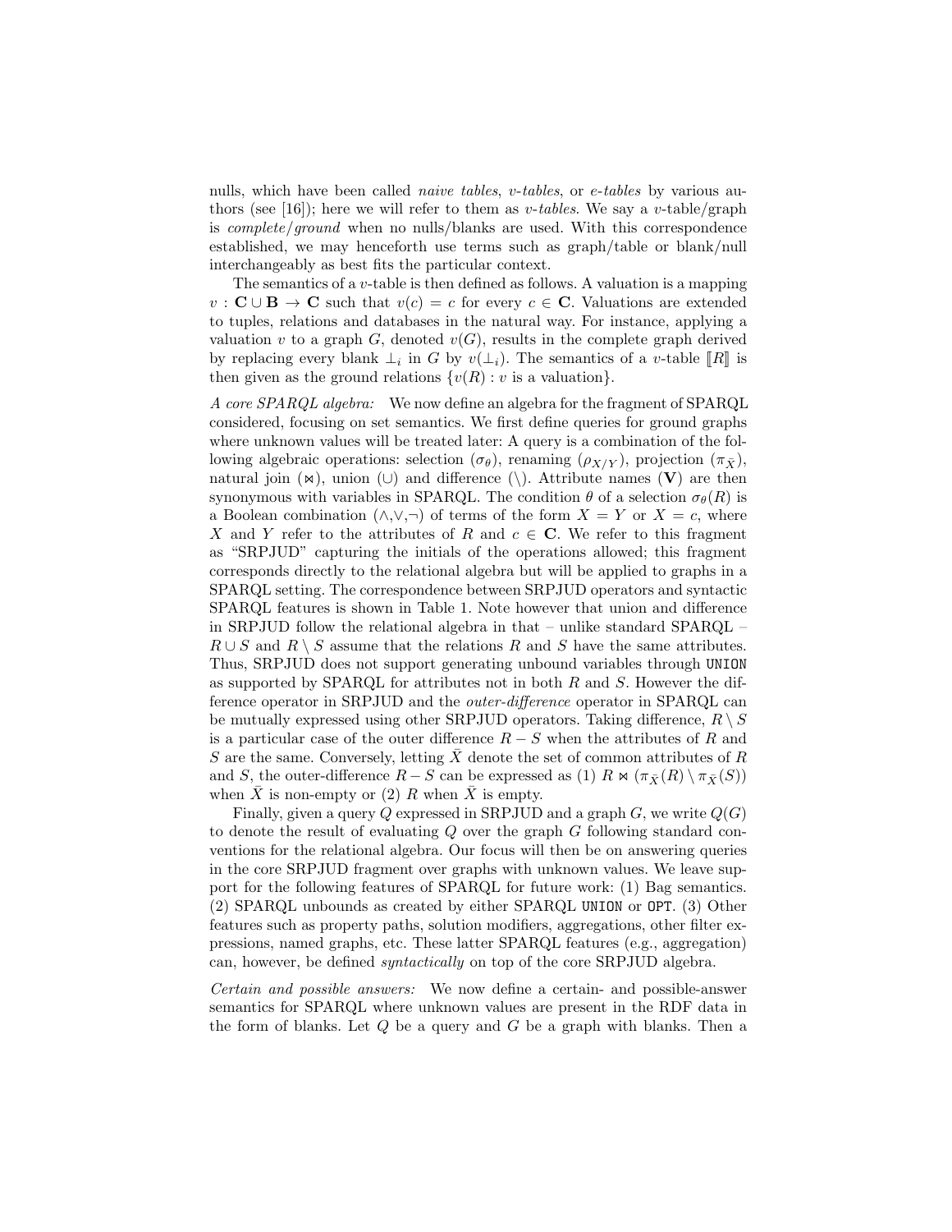nulls, which have been called *naive tables*, *v-tables*, or *e-tables* by various authors (see [16]); here we will refer to them as *v-tables*. We say a $v$-table/graph is *complete/ground* when no nulls/blanks are used. With this correspondence established, we may henceforth use terms such as graph/table or blank/null interchangeably as best fits the particular context.

The semantics of a $v$-table is then defined as follows. A valuation is a mapping $v : \mathbf{C} \cup \mathbf{B} \to \mathbf{C}$ such that $v(c) = c$ for every $c \in \mathbf{C}$. Valuations are extended to tuples, relations and databases in the natural way. For instance, applying a valuation $v$ to a graph $G$, denoted $v(G)$, results in the complete graph derived by replacing every blank $\bot_i$ in $G$ by $v(\bot_i)$. The semantics of a $v$-table $[\![R]\!]$ is then given as the ground relations $\{v(R) : v \text{ is a valuation}\}$.

*A core SPARQL algebra:* We now define an algebra for the fragment of SPARQL considered, focusing on set semantics. We first define queries for ground graphs where unknown values will be treated later: A query is a combination of the following algebraic operations: selection ($\sigma_\theta$), renaming ($\rho_{X/Y}$), projection ($\pi_{\bar{X}}$), natural join ($\bowtie$), union ($\cup$) and difference ($\setminus$). Attribute names ($\mathbf{V}$) are then synonymous with variables in SPARQL. The condition $\theta$ of a selection $\sigma_\theta(R)$ is a Boolean combination ($\wedge$,$\vee$,$\neg$) of terms of the form $X = Y$ or $X = c$, where $X$ and $Y$ refer to the attributes of $R$ and $c \in \mathbf{C}$. We refer to this fragment as "SRPJUD" capturing the initials of the operations allowed; this fragment corresponds directly to the relational algebra but will be applied to graphs in a SPARQL setting. The correspondence between SRPJUD operators and syntactic SPARQL features is shown in Table 1. Note however that union and difference in SRPJUD follow the relational algebra in that – unlike standard SPARQL – $R \cup S$ and $R \setminus S$ assume that the relations $R$ and $S$ have the same attributes. Thus, SRPJUD does not support generating unbound variables through `UNION` as supported by SPARQL for attributes not in both $R$ and $S$. However the difference operator in SRPJUD and the *outer-difference* operator in SPARQL can be mutually expressed using other SRPJUD operators. Taking difference, $R \setminus S$ is a particular case of the outer difference $R - S$ when the attributes of $R$ and $S$ are the same. Conversely, letting $\bar{X}$ denote the set of common attributes of $R$ and $S$, the outer-difference $R - S$ can be expressed as (1) $R \bowtie (\pi_{\bar{X}}(R) \setminus \pi_{\bar{X}}(S))$ when $\bar{X}$ is non-empty or (2) $R$ when $\bar{X}$ is empty.

Finally, given a query $Q$ expressed in SRPJUD and a graph $G$, we write $Q(G)$ to denote the result of evaluating $Q$ over the graph $G$ following standard conventions for the relational algebra. Our focus will then be on answering queries in the core SRPJUD fragment over graphs with unknown values. We leave support for the following features of SPARQL for future work: (1) Bag semantics. (2) SPARQL unbounds as created by either SPARQL `UNION` or `OPT`. (3) Other features such as property paths, solution modifiers, aggregations, other filter expressions, named graphs, etc. These latter SPARQL features (e.g., aggregation) can, however, be defined *syntactically* on top of the core SRPJUD algebra.

*Certain and possible answers:* We now define a certain- and possible-answer semantics for SPARQL where unknown values are present in the RDF data in the form of blanks. Let $Q$ be a query and $G$ be a graph with blanks. Then a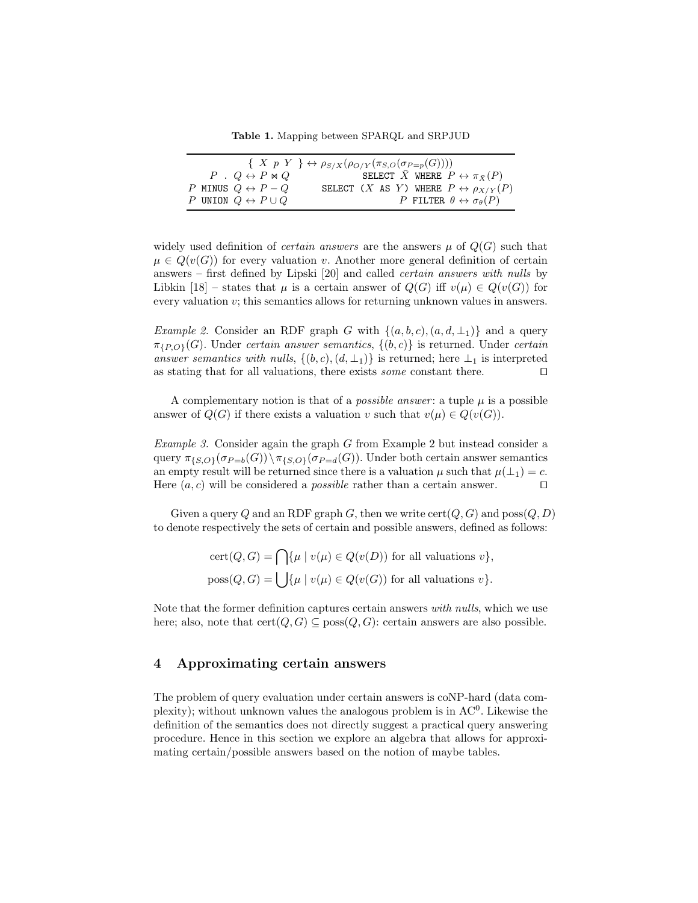**Table 1.** Mapping between SPARQL and SRPJUD

| | |
|---|---|
| $\{ \ X \ p \ Y \ \} \leftrightarrow \rho_{S/X}(\rho_{O/Y}(\pi_{S,O}(\sigma_{P=p}(G))))$ | |
| $P$ . $Q \leftrightarrow P \bowtie Q$ | SELECT $\bar{X}$ WHERE $P \leftrightarrow \pi_{\bar{X}}(P)$ |
| $P$ MINUS $Q \leftrightarrow P - Q$ | SELECT ($X$ AS $Y$) WHERE $P \leftrightarrow \rho_{X/Y}(P)$ |
| $P$ UNION $Q \leftrightarrow P \cup Q$ | $P$ FILTER $\theta \leftrightarrow \sigma_\theta(P)$ |

widely used definition of *certain answers* are the answers $\mu$ of $Q(G)$ such that $\mu \in Q(v(G))$ for every valuation $v$. Another more general definition of certain answers – first defined by Lipski [20] and called *certain answers with nulls* by Libkin [18] – states that $\mu$ is a certain answer of $Q(G)$ iff $v(\mu) \in Q(v(G))$ for every valuation $v$; this semantics allows for returning unknown values in answers.

*Example 2.* Consider an RDF graph $G$ with $\{(a, b, c), (a, d, \bot_1)\}$ and a query $\pi_{\{P,O\}}(G)$. Under *certain answer semantics*, $\{(b, c)\}$ is returned. Under *certain answer semantics with nulls*, $\{(b, c), (d, \bot_1)\}$ is returned; here $\bot_1$ is interpreted as stating that for all valuations, there exists *some* constant there. □

A complementary notion is that of a *possible answer*: a tuple $\mu$ is a possible answer of $Q(G)$ if there exists a valuation $v$ such that $v(\mu) \in Q(v(G))$.

*Example 3.* Consider again the graph $G$ from Example 2 but instead consider a query $\pi_{\{S,O\}}(\sigma_{P=b}(G)) \setminus \pi_{\{S,O\}}(\sigma_{P=d}(G))$. Under both certain answer semantics an empty result will be returned since there is a valuation $\mu$ such that $\mu(\bot_1) = c$. Here $(a, c)$ will be considered a *possible* rather than a certain answer. □

Given a query $Q$ and an RDF graph $G$, then we write $\text{cert}(Q, G)$ and $\text{poss}(Q, D)$ to denote respectively the sets of certain and possible answers, defined as follows:

$$\text{cert}(Q, G) = \bigcap \{\mu \mid v(\mu) \in Q(v(D)) \text{ for all valuations } v\},$$
$$\text{poss}(Q, G) = \bigcup \{\mu \mid v(\mu) \in Q(v(G)) \text{ for all valuations } v\}.$$

Note that the former definition captures certain answers *with nulls*, which we use here; also, note that $\text{cert}(Q, G) \subseteq \text{poss}(Q, G)$: certain answers are also possible.

## 4 Approximating certain answers

The problem of query evaluation under certain answers is coNP-hard (data complexity); without unknown values the analogous problem is in $\text{AC}^0$. Likewise the definition of the semantics does not directly suggest a practical query answering procedure. Hence in this section we explore an algebra that allows for approximating certain/possible answers based on the notion of maybe tables.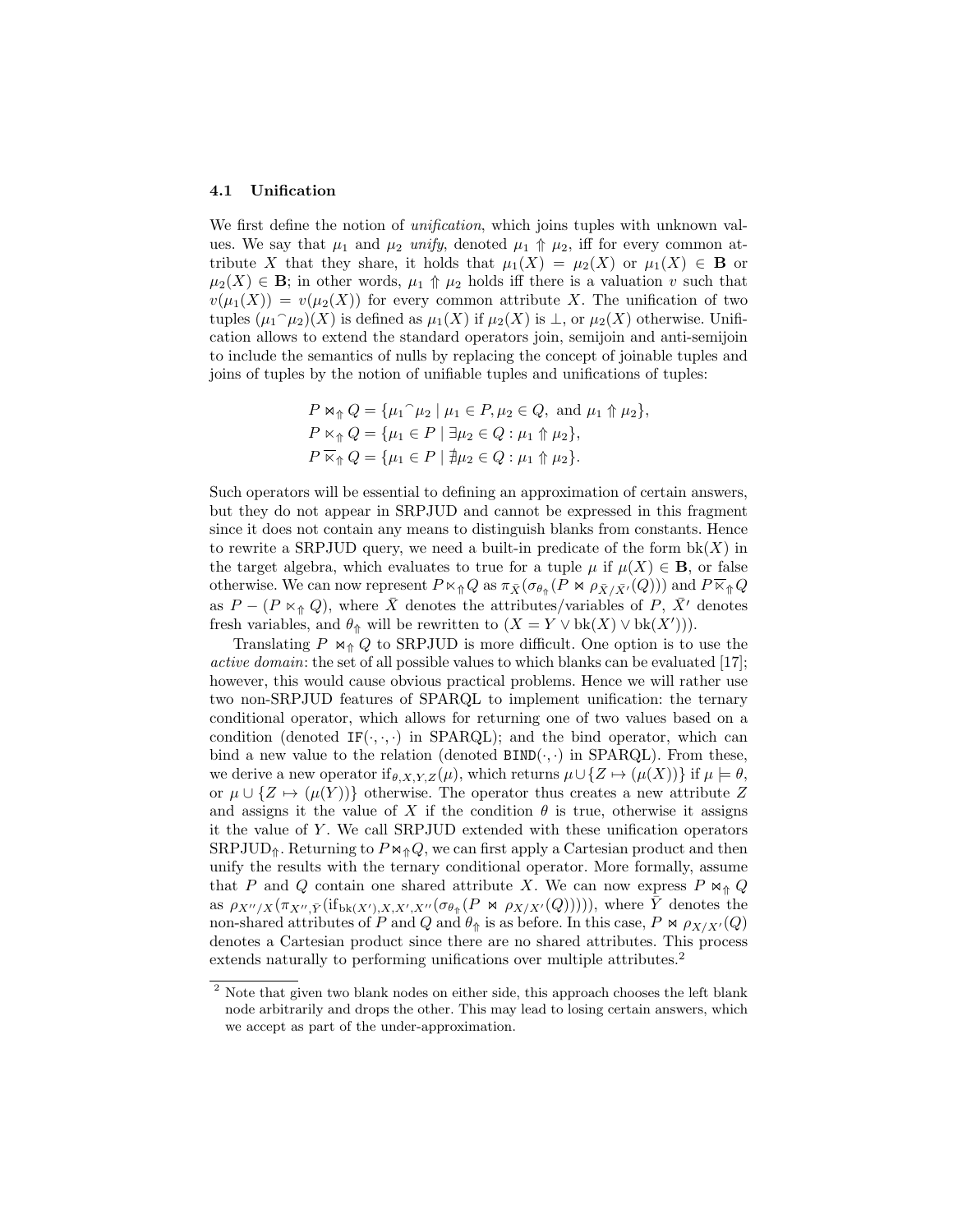### 4.1 Unification

We first define the notion of *unification*, which joins tuples with unknown values. We say that $\mu_1$ and $\mu_2$ *unify*, denoted $\mu_1 \Uparrow \mu_2$, iff for every common attribute $X$ that they share, it holds that $\mu_1(X) = \mu_2(X)$ or $\mu_1(X) \in \mathbf{B}$ or $\mu_2(X) \in \mathbf{B}$; in other words, $\mu_1 \Uparrow \mu_2$ holds iff there is a valuation $v$ such that $v(\mu_1(X)) = v(\mu_2(X))$ for every common attribute $X$. The unification of two tuples $(\mu_1 \frown \mu_2)(X)$ is defined as $\mu_1(X)$ if $\mu_2(X)$ is $\perp$, or $\mu_2(X)$ otherwise. Unification allows to extend the standard operators join, semijoin and anti-semijoin to include the semantics of nulls by replacing the concept of joinable tuples and joins of tuples by the notion of unifiable tuples and unifications of tuples:

$$
\begin{aligned}
P \bowtie_{\Uparrow} Q &= \{\mu_1 \frown \mu_2 \mid \mu_1 \in P, \mu_2 \in Q, \text{ and } \mu_1 \Uparrow \mu_2\},\\
P \ltimes_{\Uparrow} Q &= \{\mu_1 \in P \mid \exists \mu_2 \in Q : \mu_1 \Uparrow \mu_2\},\\
P \overline{\ltimes}_{\Uparrow} Q &= \{\mu_1 \in P \mid \nexists \mu_2 \in Q : \mu_1 \Uparrow \mu_2\}.
\end{aligned}
$$

Such operators will be essential to defining an approximation of certain answers, but they do not appear in SRPJUD and cannot be expressed in this fragment since it does not contain any means to distinguish blanks from constants. Hence to rewrite a SRPJUD query, we need a built-in predicate of the form $\text{bk}(X)$ in the target algebra, which evaluates to true for a tuple $\mu$ if $\mu(X) \in \mathbf{B}$, or false otherwise. We can now represent $P \ltimes_{\Uparrow} Q$ as $\pi_{\bar{X}}(\sigma_{\theta_{\Uparrow}}(P \bowtie \rho_{\bar{X}/\bar{X}'}(Q)))$ and $P \overline{\ltimes}_{\Uparrow} Q$ as $P - (P \ltimes_{\Uparrow} Q)$, where $\bar{X}$ denotes the attributes/variables of $P$, $\bar{X}'$ denotes fresh variables, and $\theta_{\Uparrow}$ will be rewritten to $(X = Y \vee \text{bk}(X) \vee \text{bk}(X'))$.

Translating $P \bowtie_{\Uparrow} Q$ to SRPJUD is more difficult. One option is to use the *active domain*: the set of all possible values to which blanks can be evaluated [17]; however, this would cause obvious practical problems. Hence we will rather use two non-SRPJUD features of SPARQL to implement unification: the ternary conditional operator, which allows for returning one of two values based on a condition (denoted `IF(·,·,·)` in SPARQL); and the bind operator, which can bind a new value to the relation (denoted `BIND(·,·)` in SPARQL). From these, we derive a new operator $\text{if}_{\theta,X,Y,Z}(\mu)$, which returns $\mu \cup \{Z \mapsto (\mu(X))\}$ if $\mu \models \theta$, or $\mu \cup \{Z \mapsto (\mu(Y))\}$ otherwise. The operator thus creates a new attribute $Z$ and assigns it the value of $X$ if the condition $\theta$ is true, otherwise it assigns it the value of $Y$. We call SRPJUD extended with these unification operators SRPJUD$_{\Uparrow}$. Returning to $P \bowtie_{\Uparrow} Q$, we can first apply a Cartesian product and then unify the results with the ternary conditional operator. More formally, assume that $P$ and $Q$ contain one shared attribute $X$. We can now express $P \bowtie_{\Uparrow} Q$ as $\rho_{X''/X}(\pi_{X'',\bar{Y}}(\text{if}_{\text{bk}(X'),X,X',X''}(\sigma_{\theta_{\Uparrow}}(P \bowtie \rho_{X/X'}(Q)))))$, where $\bar{Y}$ denotes the non-shared attributes of $P$ and $Q$ and $\theta_{\Uparrow}$ is as before. In this case, $P \bowtie \rho_{X/X'}(Q)$ denotes a Cartesian product since there are no shared attributes. This process extends naturally to performing unifications over multiple attributes.[2]

[2] Note that given two blank nodes on either side, this approach chooses the left blank node arbitrarily and drops the other. This may lead to losing certain answers, which we accept as part of the under-approximation.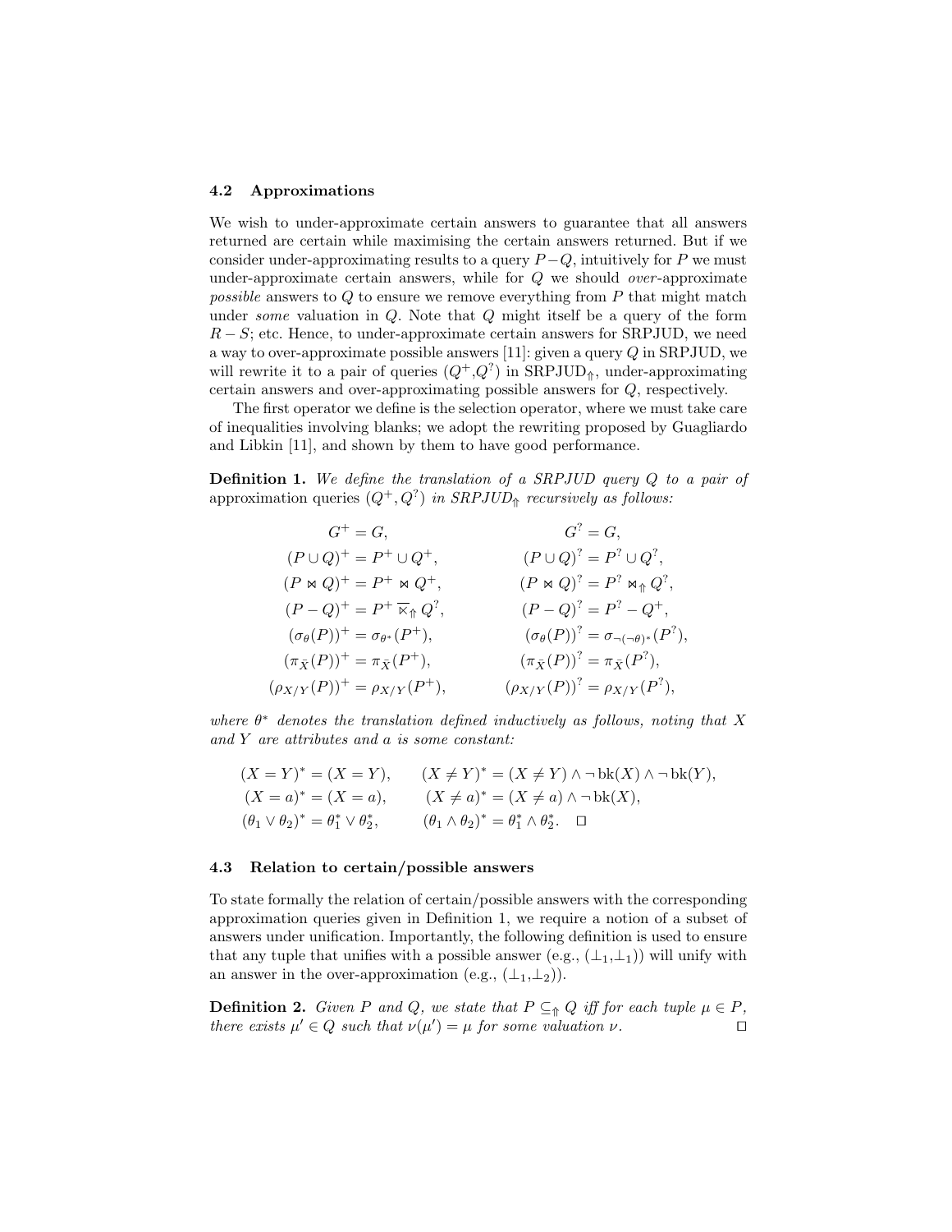### 4.2 Approximations

We wish to under-approximate certain answers to guarantee that all answers returned are certain while maximising the certain answers returned. But if we consider under-approximating results to a query $P - Q$, intuitively for $P$ we must under-approximate certain answers, while for $Q$ we should *over*-approximate *possible* answers to $Q$ to ensure we remove everything from $P$ that might match under *some* valuation in $Q$. Note that $Q$ might itself be a query of the form $R - S$; etc. Hence, to under-approximate certain answers for SRPJUD, we need a way to over-approximate possible answers [11]: given a query $Q$ in SRPJUD, we will rewrite it to a pair of queries ($Q^+$,$Q^?$) in SRPJUD$_\Uparrow$, under-approximating certain answers and over-approximating possible answers for $Q$, respectively.

The first operator we define is the selection operator, where we must take care of inequalities involving blanks; we adopt the rewriting proposed by Guagliardo and Libkin [11], and shown by them to have good performance.

**Definition 1.** *We define the translation of a SRPJUD query $Q$ to a pair of* approximation queries *$(Q^+, Q^?)$ in SRPJUD$_\Uparrow$ recursively as follows:*

$$
\begin{aligned}
G^+ &= G, & G^? &= G,\\
(P \cup Q)^+ &= P^+ \cup Q^+, & (P \cup Q)^? &= P^? \cup Q^?,\\
(P \bowtie Q)^+ &= P^+ \bowtie Q^+, & (P \bowtie Q)^? &= P^? \bowtie_\Uparrow Q^?,\\
(P - Q)^+ &= P^+ \,\overline{\ltimes}_\Uparrow\, Q^?, & (P - Q)^? &= P^? - Q^+,\\
(\sigma_\theta(P))^+ &= \sigma_{\theta^*}(P^+), & (\sigma_\theta(P))^? &= \sigma_{\neg(\neg\theta)^*}(P^?),\\
(\pi_{\bar{X}}(P))^+ &= \pi_{\bar{X}}(P^+), & (\pi_{\bar{X}}(P))^? &= \pi_{\bar{X}}(P^?),\\
(\rho_{X/Y}(P))^+ &= \rho_{X/Y}(P^+), & (\rho_{X/Y}(P))^? &= \rho_{X/Y}(P^?),
\end{aligned}
$$

*where $\theta^*$ denotes the translation defined inductively as follows, noting that $X$ and $Y$ are attributes and $a$ is some constant:*

$$
\begin{aligned}
(X = Y)^* &= (X = Y), & (X \neq Y)^* &= (X \neq Y) \wedge \neg\,\mathrm{bk}(X) \wedge \neg\,\mathrm{bk}(Y),\\
(X = a)^* &= (X = a), & (X \neq a)^* &= (X \neq a) \wedge \neg\,\mathrm{bk}(X),\\
(\theta_1 \vee \theta_2)^* &= \theta_1^* \vee \theta_2^*, & (\theta_1 \wedge \theta_2)^* &= \theta_1^* \wedge \theta_2^*. \quad \square
\end{aligned}
$$

### 4.3 Relation to certain/possible answers

To state formally the relation of certain/possible answers with the corresponding approximation queries given in Definition 1, we require a notion of a subset of answers under unification. Importantly, the following definition is used to ensure that any tuple that unifies with a possible answer (e.g., $(\bot_1,\bot_1)$) will unify with an answer in the over-approximation (e.g., $(\bot_1,\bot_2)$).

**Definition 2.** *Given $P$ and $Q$, we state that $P \subseteq_\Uparrow Q$ iff for each tuple $\mu \in P$, there exists $\mu' \in Q$ such that $\nu(\mu') = \mu$ for some valuation $\nu$.* $\square$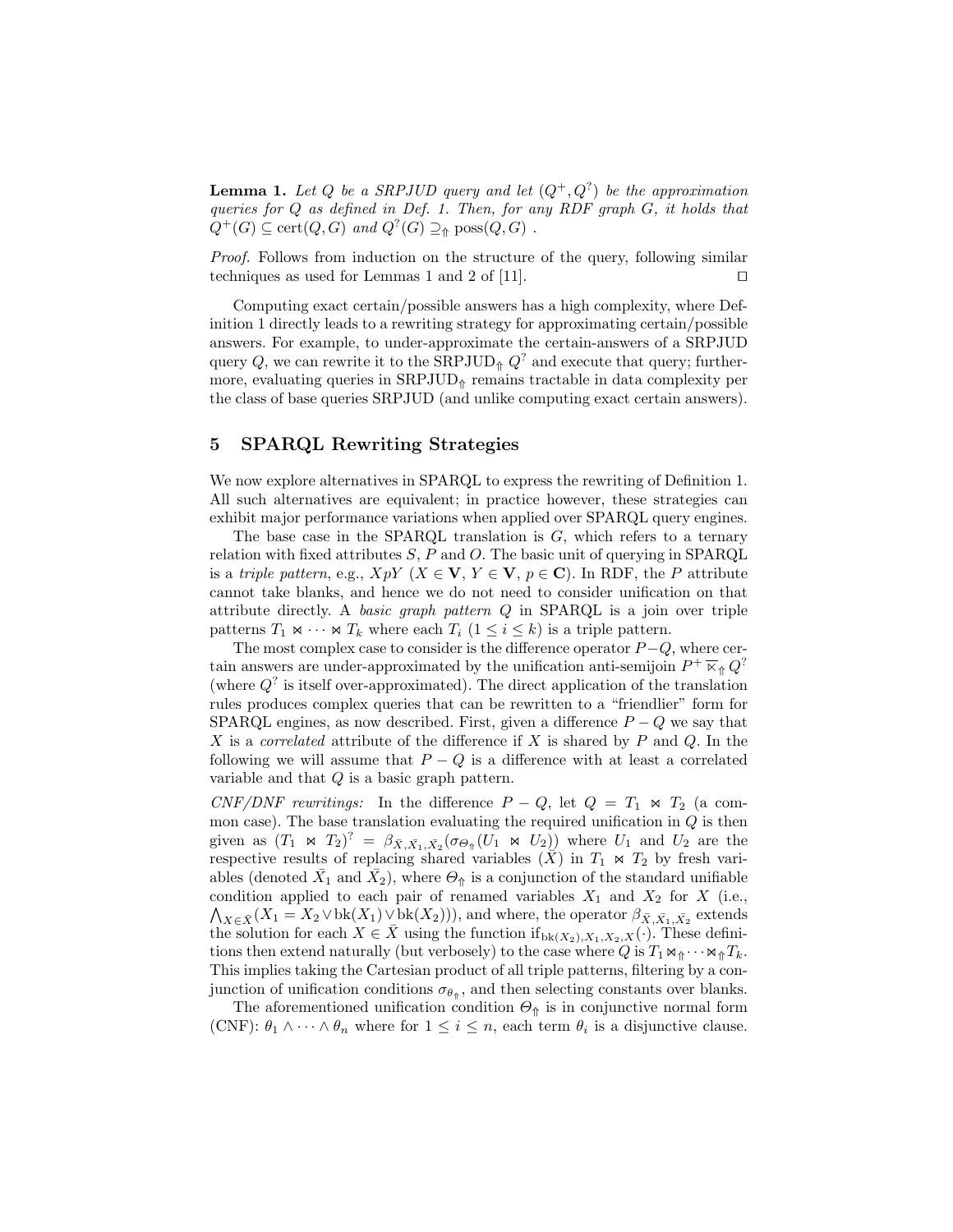**Lemma 1.** *Let $Q$ be a SRPJUD query and let $(Q^+, Q^?)$ be the approximation queries for $Q$ as defined in Def. 1. Then, for any RDF graph $G$, it holds that $Q^+(G) \subseteq \text{cert}(Q, G)$ and $Q^?(G) \sqsupseteq_{\Uparrow} \text{poss}(Q, G)$ .*

*Proof.* Follows from induction on the structure of the query, following similar techniques as used for Lemmas 1 and 2 of [11]. ◻

Computing exact certain/possible answers has a high complexity, where Definition 1 directly leads to a rewriting strategy for approximating certain/possible answers. For example, to under-approximate the certain-answers of a SRPJUD query $Q$, we can rewrite it to the $\text{SRPJUD}_{\Uparrow}$ $Q^?$ and execute that query; furthermore, evaluating queries in $\text{SRPJUD}_{\Uparrow}$ remains tractable in data complexity per the class of base queries SRPJUD (and unlike computing exact certain answers).

## 5 SPARQL Rewriting Strategies

We now explore alternatives in SPARQL to express the rewriting of Definition 1. All such alternatives are equivalent; in practice however, these strategies can exhibit major performance variations when applied over SPARQL query engines.

The base case in the SPARQL translation is $G$, which refers to a ternary relation with fixed attributes $S$, $P$ and $O$. The basic unit of querying in SPARQL is a *triple pattern*, e.g., $XpY$ ($X \in \mathbf{V}$, $Y \in \mathbf{V}$, $p \in \mathbf{C}$). In RDF, the $P$ attribute cannot take blanks, and hence we do not need to consider unification on that attribute directly. A *basic graph pattern* $Q$ in SPARQL is a join over triple patterns $T_1 \bowtie \cdots \bowtie T_k$ where each $T_i$ ($1 \leq i \leq k$) is a triple pattern.

The most complex case to consider is the difference operator $P - Q$, where certain answers are under-approximated by the unification anti-semijoin $P^+ \,\overline{\ltimes}_{\Uparrow}\, Q^?$ (where $Q^?$ is itself over-approximated). The direct application of the translation rules produces complex queries that can be rewritten to a "friendlier" form for SPARQL engines, as now described. First, given a difference $P - Q$ we say that $X$ is a *correlated* attribute of the difference if $X$ is shared by $P$ and $Q$. In the following we will assume that $P - Q$ is a difference with at least a correlated variable and that $Q$ is a basic graph pattern.

*CNF/DNF rewritings:* In the difference $P - Q$, let $Q = T_1 \bowtie T_2$ (a common case). The base translation evaluating the required unification in $Q$ is then given as $(T_1 \bowtie T_2)^? = \beta_{\bar{X},\bar{X_1},\bar{X_2}}(\sigma_{\Theta_{\Uparrow}}(U_1 \bowtie U_2))$ where $U_1$ and $U_2$ are the respective results of replacing shared variables ($\bar{X}$) in $T_1 \bowtie T_2$ by fresh variables (denoted $\bar{X_1}$ and $\bar{X_2}$), where $\Theta_{\Uparrow}$ is a conjunction of the standard unifiable condition applied to each pair of renamed variables $X_1$ and $X_2$ for $X$ (i.e., $\bigwedge_{X \in \bar{X}}(X_1 = X_2 \vee \text{bk}(X_1) \vee \text{bk}(X_2))$), and where, the operator $\beta_{\bar{X},\bar{X_1},\bar{X_2}}$ extends the solution for each $X \in \bar{X}$ using the function $\text{if}_{\text{bk}(X_2),X_1,X_2,X}(\cdot)$. These definitions then extend naturally (but verbosely) to the case where $Q$ is $T_1 \bowtie_{\Uparrow} \cdots \bowtie_{\Uparrow} T_k$. This implies taking the Cartesian product of all triple patterns, filtering by a conjunction of unification conditions $\sigma_{\theta_{\Uparrow}}$, and then selecting constants over blanks.

The aforementioned unification condition $\Theta_{\Uparrow}$ is in conjunctive normal form (CNF): $\theta_1 \wedge \cdots \wedge \theta_n$ where for $1 \leq i \leq n$, each term $\theta_i$ is a disjunctive clause.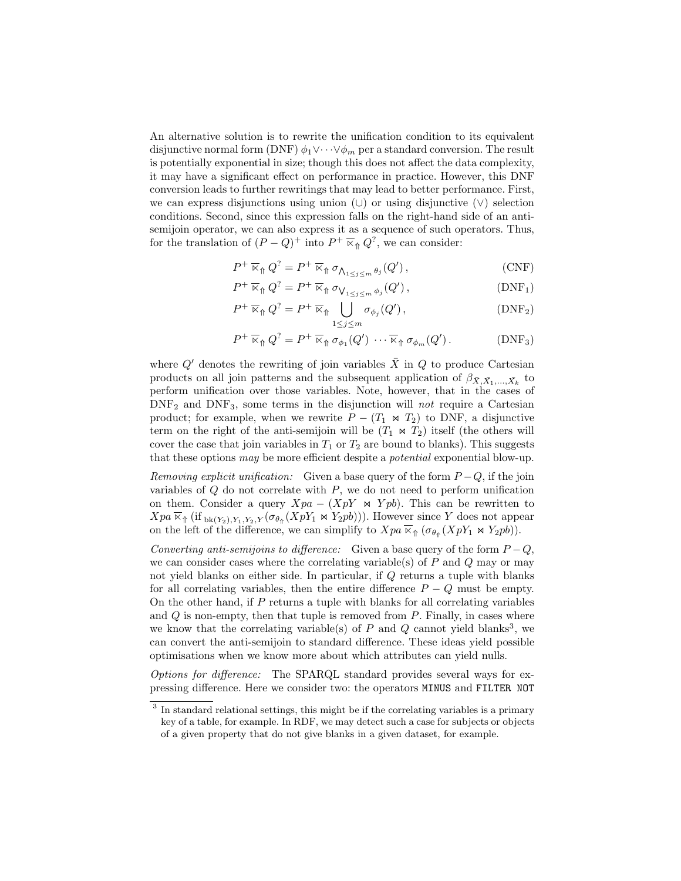An alternative solution is to rewrite the unification condition to its equivalent disjunctive normal form (DNF) $\phi_1 \vee \cdots \vee \phi_m$ per a standard conversion. The result is potentially exponential in size; though this does not affect the data complexity, it may have a significant effect on performance in practice. However, this DNF conversion leads to further rewritings that may lead to better performance. First, we can express disjunctions using union ($\cup$) or using disjunctive ($\vee$) selection conditions. Second, since this expression falls on the right-hand side of an anti-semijoin operator, we can also express it as a sequence of such operators. Thus, for the translation of $(P - Q)^+$ into $P^+ \overline{\ltimes}_{\Uparrow} Q^?$, we can consider:

$$P^+ \overline{\ltimes}_{\Uparrow} Q^? = P^+ \overline{\ltimes}_{\Uparrow} \sigma_{\bigwedge_{1 \leq j \leq m} \theta_j}(Q'), \tag{CNF}$$

$$P^+ \overline{\ltimes}_{\Uparrow} Q^? = P^+ \overline{\ltimes}_{\Uparrow} \sigma_{\bigvee_{1 \leq j \leq m} \phi_j}(Q'), \tag{DNF$_1$}$$

$$P^+ \overline{\ltimes}_{\Uparrow} Q^? = P^+ \overline{\ltimes}_{\Uparrow} \bigcup_{1 \leq j \leq m} \sigma_{\phi_j}(Q'), \tag{DNF$_2$}$$

$$P^+ \overline{\ltimes}_{\Uparrow} Q^? = P^+ \overline{\ltimes}_{\Uparrow} \sigma_{\phi_1}(Q') \cdots \overline{\ltimes}_{\Uparrow} \sigma_{\phi_m}(Q'). \tag{DNF$_3$}$$

where $Q'$ denotes the rewriting of join variables $\bar{X}$ in $Q$ to produce Cartesian products on all join patterns and the subsequent application of $\beta_{\bar{X},\bar{X_1},\ldots,\bar{X_k}}$ to perform unification over those variables. Note, however, that in the cases of $\text{DNF}_2$ and $\text{DNF}_3$, some terms in the disjunction will *not* require a Cartesian product; for example, when we rewrite $P - (T_1 \bowtie T_2)$ to DNF, a disjunctive term on the right of the anti-semijoin will be $(T_1 \bowtie T_2)$ itself (the others will cover the case that join variables in $T_1$ or $T_2$ are bound to blanks). This suggests that these options *may* be more efficient despite a *potential* exponential blow-up.

*Removing explicit unification:* Given a base query of the form $P - Q$, if the join variables of $Q$ do not correlate with $P$, we do not need to perform unification on them. Consider a query $Xpa - (XpY \bowtie Ypb)$. This can be rewritten to $Xpa \,\overline{\ltimes}_{\Uparrow}\, (\text{if}_{\,\text{bk}(Y_2),Y_1,Y_2,Y}(\sigma_{\theta_{\Uparrow}}(XpY_1 \bowtie Y_2pb)))$. However since $Y$ does not appear on the left of the difference, we can simplify to $Xpa \,\overline{\ltimes}_{\Uparrow}\, (\sigma_{\theta_{\Uparrow}}(XpY_1 \bowtie Y_2pb))$.

*Converting anti-semijoins to difference:* Given a base query of the form $P - Q$, we can consider cases where the correlating variable(s) of $P$ and $Q$ may or may not yield blanks on either side. In particular, if $Q$ returns a tuple with blanks for all correlating variables, then the entire difference $P - Q$ must be empty. On the other hand, if $P$ returns a tuple with blanks for all correlating variables and $Q$ is non-empty, then that tuple is removed from $P$. Finally, in cases where we know that the correlating variable(s) of $P$ and $Q$ cannot yield blanks[3], we can convert the anti-semijoin to standard difference. These ideas yield possible optimisations when we know more about which attributes can yield nulls.

*Options for difference:* The SPARQL standard provides several ways for expressing difference. Here we consider two: the operators `MINUS` and `FILTER NOT`

[3] In standard relational settings, this might be if the correlating variables is a primary key of a table, for example. In RDF, we may detect such a case for subjects or objects of a given property that do not give blanks in a given dataset, for example.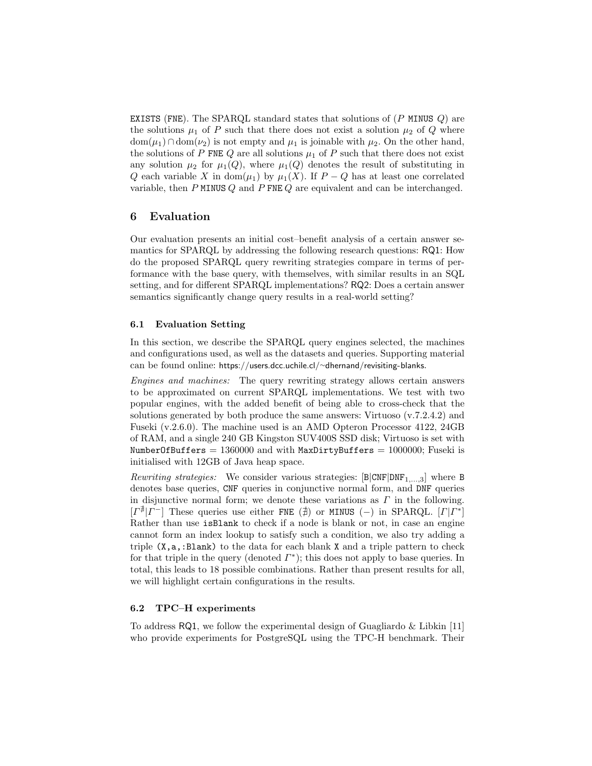EXISTS (FNE). The SPARQL standard states that solutions of ($P$ MINUS $Q$) are the solutions $\mu_1$ of $P$ such that there does not exist a solution $\mu_2$ of $Q$ where $\mathrm{dom}(\mu_1) \cap \mathrm{dom}(\nu_2)$ is not empty and $\mu_1$ is joinable with $\mu_2$. On the other hand, the solutions of $P$ FNE $Q$ are all solutions $\mu_1$ of $P$ such that there does not exist any solution $\mu_2$ for $\mu_1(Q)$, where $\mu_1(Q)$ denotes the result of substituting in $Q$ each variable $X$ in $\mathrm{dom}(\mu_1)$ by $\mu_1(X)$. If $P - Q$ has at least one correlated variable, then $P$ MINUS $Q$ and $P$ FNE $Q$ are equivalent and can be interchanged.

## 6 Evaluation

Our evaluation presents an initial cost–benefit analysis of a certain answer semantics for SPARQL by addressing the following research questions: RQ1: How do the proposed SPARQL query rewriting strategies compare in terms of performance with the base query, with themselves, with similar results in an SQL setting, and for different SPARQL implementations? RQ2: Does a certain answer semantics significantly change query results in a real-world setting?

### 6.1 Evaluation Setting

In this section, we describe the SPARQL query engines selected, the machines and configurations used, as well as the datasets and queries. Supporting material can be found online: https://users.dcc.uchile.cl/~dhernand/revisiting-blanks.

*Engines and machines:* The query rewriting strategy allows certain answers to be approximated on current SPARQL implementations. We test with two popular engines, with the added benefit of being able to cross-check that the solutions generated by both produce the same answers: Virtuoso (v.7.2.4.2) and Fuseki (v.2.6.0). The machine used is an AMD Opteron Processor 4122, 24GB of RAM, and a single 240 GB Kingston SUV400S SSD disk; Virtuoso is set with NumberOfBuffers = 1360000 and with MaxDirtyBuffers = 1000000; Fuseki is initialised with 12GB of Java heap space.

*Rewriting strategies:* We consider various strategies: [B|CNF|DNF$_{1,\ldots,3}$] where B denotes base queries, CNF queries in conjunctive normal form, and DNF queries in disjunctive normal form; we denote these variations as $\Gamma$ in the following. [$\Gamma^{\nexists}$|$\Gamma^{-}$] These queries use either FNE ($\nexists$) or MINUS ($-$) in SPARQL. [$\Gamma$|$\Gamma^{*}$] Rather than use isBlank to check if a node is blank or not, in case an engine cannot form an index lookup to satisfy such a condition, we also try adding a triple (X,a,:Blank) to the data for each blank X and a triple pattern to check for that triple in the query (denoted $\Gamma^{*}$); this does not apply to base queries. In total, this leads to 18 possible combinations. Rather than present results for all, we will highlight certain configurations in the results.

### 6.2 TPC–H experiments

To address RQ1, we follow the experimental design of Guagliardo & Libkin [11] who provide experiments for PostgreSQL using the TPC-H benchmark. Their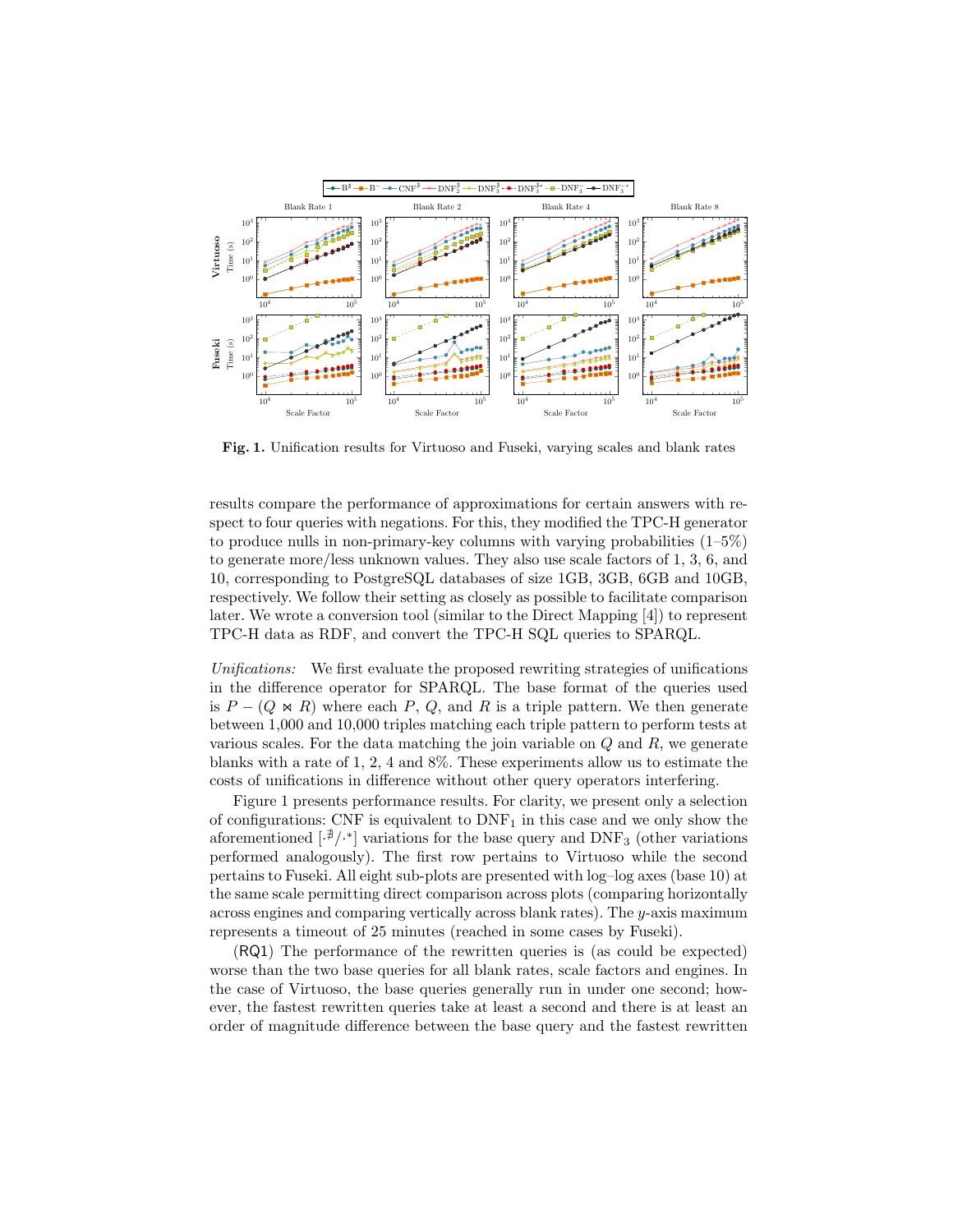**Fig. 1.** Unification results for Virtuoso and Fuseki, varying scales and blank rates

results compare the performance of approximations for certain answers with respect to four queries with negations. For this, they modified the TPC-H generator to produce nulls in non-primary-key columns with varying probabilities (1–5%) to generate more/less unknown values. They also use scale factors of 1, 3, 6, and 10, corresponding to PostgreSQL databases of size 1GB, 3GB, 6GB and 10GB, respectively. We follow their setting as closely as possible to facilitate comparison later. We wrote a conversion tool (similar to the Direct Mapping [4]) to represent TPC-H data as RDF, and convert the TPC-H SQL queries to SPARQL.

*Unifications:* We first evaluate the proposed rewriting strategies of unifications in the difference operator for SPARQL. The base format of the queries used is $P - (Q \bowtie R)$ where each $P$, $Q$, and $R$ is a triple pattern. We then generate between 1,000 and 10,000 triples matching each triple pattern to perform tests at various scales. For the data matching the join variable on $Q$ and $R$, we generate blanks with a rate of 1, 2, 4 and 8%. These experiments allow us to estimate the costs of unifications in difference without other query operators interfering.

Figure 1 presents performance results. For clarity, we present only a selection of configurations: CNF is equivalent to $\text{DNF}_1$ in this case and we only show the aforementioned $[\cdot^{\sharp}/\cdot^{*}]$ variations for the base query and $\text{DNF}_3$ (other variations performed analogously). The first row pertains to Virtuoso while the second pertains to Fuseki. All eight sub-plots are presented with log–log axes (base 10) at the same scale permitting direct comparison across plots (comparing horizontally across engines and comparing vertically across blank rates). The $y$-axis maximum represents a timeout of 25 minutes (reached in some cases by Fuseki).

(RQ1) The performance of the rewritten queries is (as could be expected) worse than the two base queries for all blank rates, scale factors and engines. In the case of Virtuoso, the base queries generally run in under one second; however, the fastest rewritten queries take at least a second and there is at least an order of magnitude difference between the base query and the fastest rewritten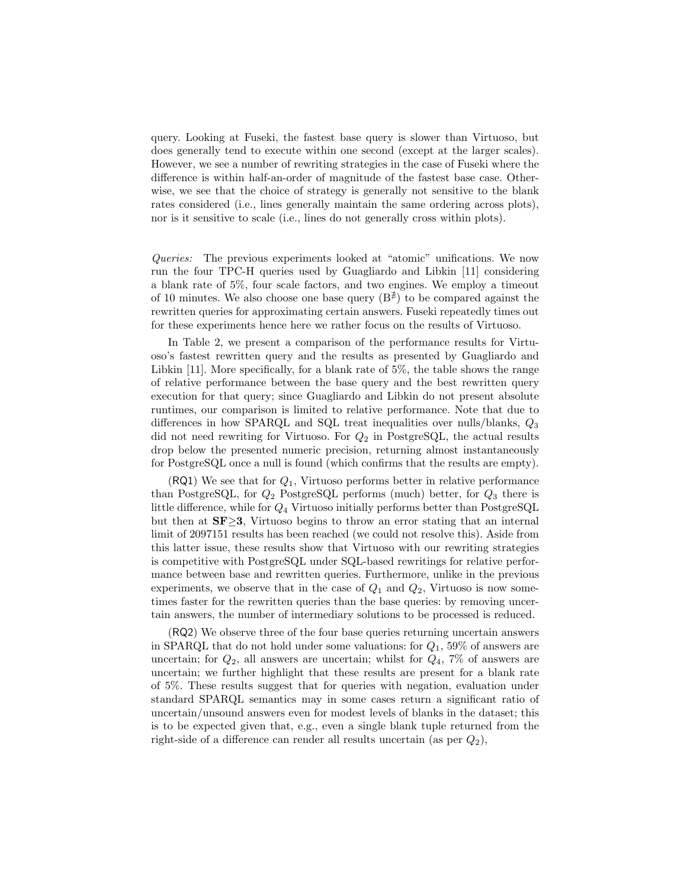query. Looking at Fuseki, the fastest base query is slower than Virtuoso, but does generally tend to execute within one second (except at the larger scales). However, we see a number of rewriting strategies in the case of Fuseki where the difference is within half-an-order of magnitude of the fastest base case. Otherwise, we see that the choice of strategy is generally not sensitive to the blank rates considered (i.e., lines generally maintain the same ordering across plots), nor is it sensitive to scale (i.e., lines do not generally cross within plots).

*Queries:* The previous experiments looked at "atomic" unifications. We now run the four TPC-H queries used by Guagliardo and Libkin [11] considering a blank rate of 5%, four scale factors, and two engines. We employ a timeout of 10 minutes. We also choose one base query ($B^{\sharp}$) to be compared against the rewritten queries for approximating certain answers. Fuseki repeatedly times out for these experiments hence here we rather focus on the results of Virtuoso.

In Table 2, we present a comparison of the performance results for Virtuoso's fastest rewritten query and the results as presented by Guagliardo and Libkin [11]. More specifically, for a blank rate of 5%, the table shows the range of relative performance between the base query and the best rewritten query execution for that query; since Guagliardo and Libkin do not present absolute runtimes, our comparison is limited to relative performance. Note that due to differences in how SPARQL and SQL treat inequalities over nulls/blanks, $Q_3$ did not need rewriting for Virtuoso. For $Q_2$ in PostgreSQL, the actual results drop below the presented numeric precision, returning almost instantaneously for PostgreSQL once a null is found (which confirms that the results are empty).

(RQ1) We see that for $Q_1$, Virtuoso performs better in relative performance than PostgreSQL, for $Q_2$ PostgreSQL performs (much) better, for $Q_3$ there is little difference, while for $Q_4$ Virtuoso initially performs better than PostgreSQL but then at **SF≥3**, Virtuoso begins to throw an error stating that an internal limit of 2097151 results has been reached (we could not resolve this). Aside from this latter issue, these results show that Virtuoso with our rewriting strategies is competitive with PostgreSQL under SQL-based rewritings for relative performance between base and rewritten queries. Furthermore, unlike in the previous experiments, we observe that in the case of $Q_1$ and $Q_2$, Virtuoso is now sometimes faster for the rewritten queries than the base queries: by removing uncertain answers, the number of intermediary solutions to be processed is reduced.

(RQ2) We observe three of the four base queries returning uncertain answers in SPARQL that do not hold under some valuations: for $Q_1$, 59% of answers are uncertain; for $Q_2$, all answers are uncertain; whilst for $Q_4$, 7% of answers are uncertain; we further highlight that these results are present for a blank rate of 5%. These results suggest that for queries with negation, evaluation under standard SPARQL semantics may in some cases return a significant ratio of uncertain/unsound answers even for modest levels of blanks in the dataset; this is to be expected given that, e.g., even a single blank tuple returned from the right-side of a difference can render all results uncertain (as per $Q_2$),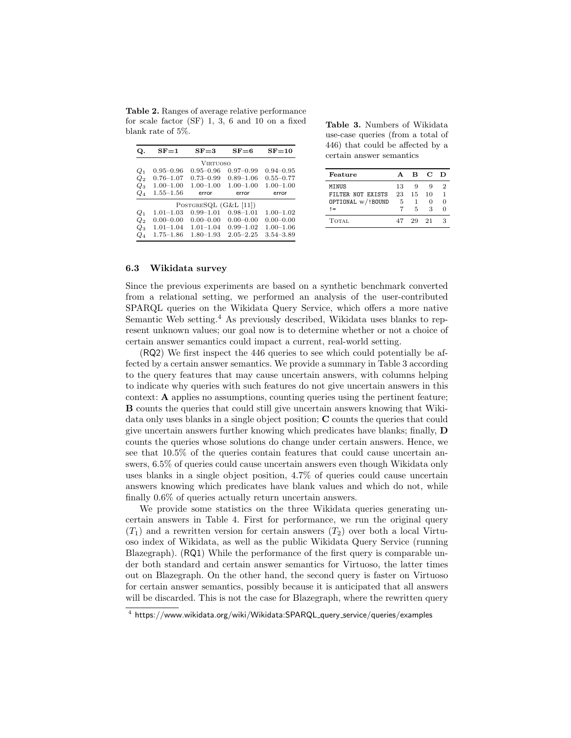**Table 2.** Ranges of average relative performance for scale factor (SF) 1, 3, 6 and 10 on a fixed blank rate of 5%.

| Q. | SF=1 | SF=3 | SF=6 | SF=10 |
|---|---|---|---|---|
| | | Virtuoso | | |
| $Q_1$ | 0.95–0.96 | 0.95–0.96 | 0.97–0.99 | 0.94–0.95 |
| $Q_2$ | 0.76–1.07 | 0.73–0.99 | 0.89–1.06 | 0.55–0.77 |
| $Q_3$ | 1.00–1.00 | 1.00–1.00 | 1.00–1.00 | 1.00–1.00 |
| $Q_4$ | 1.55–1.56 | error | error | error |
| | | PostgreSQL (G&L [11]) | | |
| $Q_1$ | 1.01–1.03 | 0.99–1.01 | 0.98–1.01 | 1.00–1.02 |
| $Q_2$ | 0.00–0.00 | 0.00–0.00 | 0.00–0.00 | 0.00–0.00 |
| $Q_3$ | 1.01–1.04 | 1.01–1.04 | 0.99–1.02 | 1.00–1.06 |
| $Q_4$ | 1.75–1.86 | 1.80–1.93 | 2.05–2.25 | 3.54–3.89 |

**Table 3.** Numbers of Wikidata use-case queries (from a total of 446) that could be affected by a certain answer semantics

| Feature | A | B | C | D |
|---|---|---|---|---|
| MINUS | 13 | 9 | 9 | 2 |
| FILTER NOT EXISTS | 23 | 15 | 10 | 1 |
| OPTIONAL w/ !BOUND | 5 | 1 | 0 | 0 |
| != | 7 | 5 | 3 | 0 |
| Total | 47 | 29 | 21 | 3 |

### 6.3 Wikidata survey

Since the previous experiments are based on a synthetic benchmark converted from a relational setting, we performed an analysis of the user-contributed SPARQL queries on the Wikidata Query Service, which offers a more native Semantic Web setting.[4] As previously described, Wikidata uses blanks to represent unknown values; our goal now is to determine whether or not a choice of certain answer semantics could impact a current, real-world setting.

(RQ2) We first inspect the 446 queries to see which could potentially be affected by a certain answer semantics. We provide a summary in Table 3 according to the query features that may cause uncertain answers, with columns helping to indicate why queries with such features do not give uncertain answers in this context: **A** applies no assumptions, counting queries using the pertinent feature; **B** counts the queries that could still give uncertain answers knowing that Wikidata only uses blanks in a single object position; **C** counts the queries that could give uncertain answers further knowing which predicates have blanks; finally, **D** counts the queries whose solutions do change under certain answers. Hence, we see that 10.5% of the queries contain features that could cause uncertain answers, 6.5% of queries could cause uncertain answers even though Wikidata only uses blanks in a single object position, 4.7% of queries could cause uncertain answers knowing which predicates have blank values and which do not, while finally 0.6% of queries actually return uncertain answers.

We provide some statistics on the three Wikidata queries generating uncertain answers in Table 4. First for performance, we run the original query ($T_1$) and a rewritten version for certain answers ($T_2$) over both a local Virtuoso index of Wikidata, as well as the public Wikidata Query Service (running Blazegraph). (RQ1) While the performance of the first query is comparable under both standard and certain answer semantics for Virtuoso, the latter times out on Blazegraph. On the other hand, the second query is faster on Virtuoso for certain answer semantics, possibly because it is anticipated that all answers will be discarded. This is not the case for Blazegraph, where the rewritten query

[4] https://www.wikidata.org/wiki/Wikidata:SPARQL_query_service/queries/examples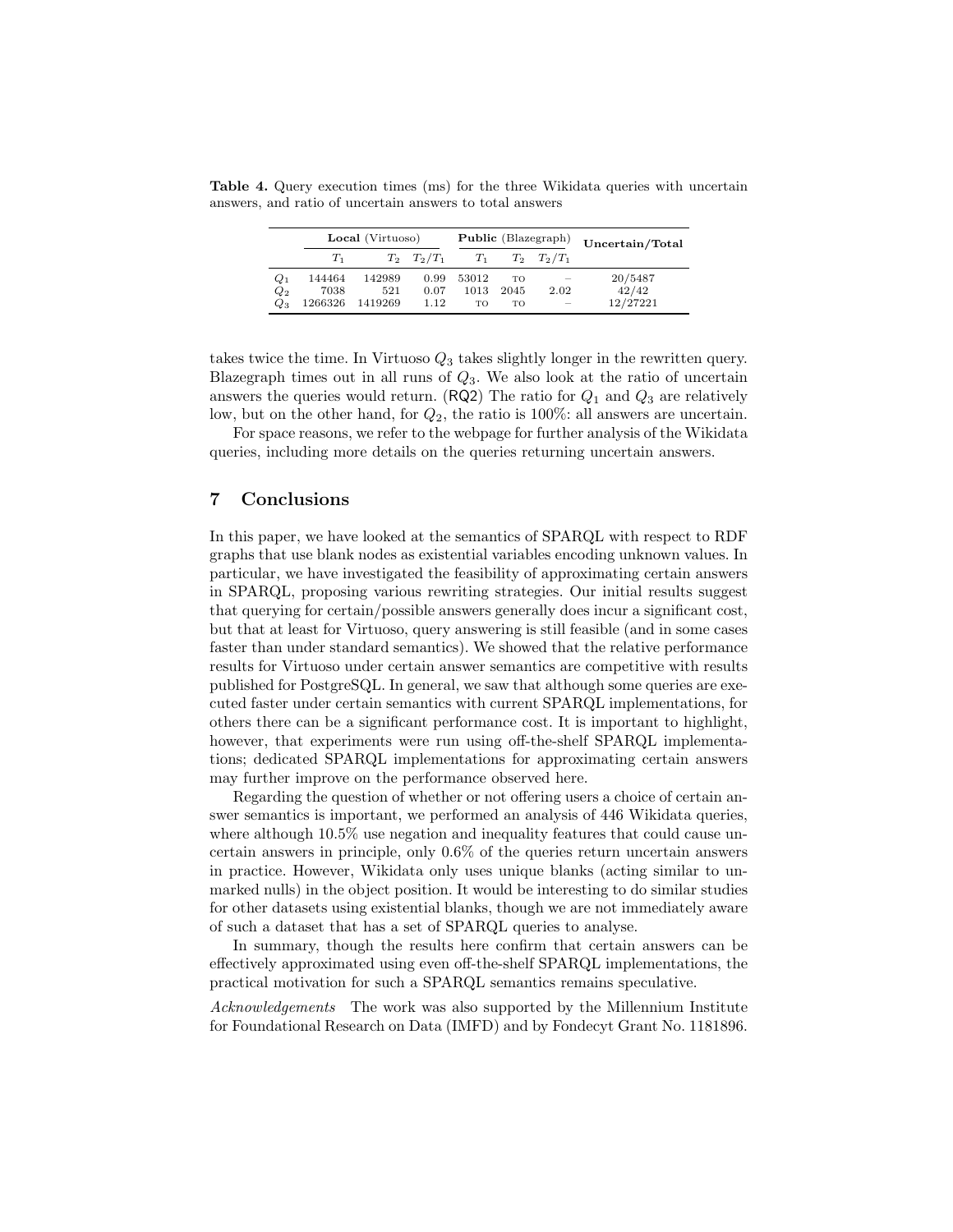**Table 4.** Query execution times (ms) for the three Wikidata queries with uncertain answers, and ratio of uncertain answers to total answers

| | **Local** (Virtuoso) | | | **Public** (Blazegraph) | | | **Uncertain/Total** |
|---|---|---|---|---|---|---|---|
| | $T_1$ | $T_2$ | $T_2/T_1$ | $T_1$ | $T_2$ | $T_2/T_1$ | |
| $Q_1$ | 144464 | 142989 | 0.99 | 53012 | TO | – | 20/5487 |
| $Q_2$ | 7038 | 521 | 0.07 | 1013 | 2045 | 2.02 | 42/42 |
| $Q_3$ | 1266326 | 1419269 | 1.12 | TO | TO | – | 12/27221 |

takes twice the time. In Virtuoso $Q_3$ takes slightly longer in the rewritten query. Blazegraph times out in all runs of $Q_3$. We also look at the ratio of uncertain answers the queries would return. (RQ2) The ratio for $Q_1$ and $Q_3$ are relatively low, but on the other hand, for $Q_2$, the ratio is 100%: all answers are uncertain.

For space reasons, we refer to the webpage for further analysis of the Wikidata queries, including more details on the queries returning uncertain answers.

## 7 Conclusions

In this paper, we have looked at the semantics of SPARQL with respect to RDF graphs that use blank nodes as existential variables encoding unknown values. In particular, we have investigated the feasibility of approximating certain answers in SPARQL, proposing various rewriting strategies. Our initial results suggest that querying for certain/possible answers generally does incur a significant cost, but that at least for Virtuoso, query answering is still feasible (and in some cases faster than under standard semantics). We showed that the relative performance results for Virtuoso under certain answer semantics are competitive with results published for PostgreSQL. In general, we saw that although some queries are executed faster under certain semantics with current SPARQL implementations, for others there can be a significant performance cost. It is important to highlight, however, that experiments were run using off-the-shelf SPARQL implementations; dedicated SPARQL implementations for approximating certain answers may further improve on the performance observed here.

Regarding the question of whether or not offering users a choice of certain answer semantics is important, we performed an analysis of 446 Wikidata queries, where although 10.5% use negation and inequality features that could cause uncertain answers in principle, only 0.6% of the queries return uncertain answers in practice. However, Wikidata only uses unique blanks (acting similar to unmarked nulls) in the object position. It would be interesting to do similar studies for other datasets using existential blanks, though we are not immediately aware of such a dataset that has a set of SPARQL queries to analyse.

In summary, though the results here confirm that certain answers can be effectively approximated using even off-the-shelf SPARQL implementations, the practical motivation for such a SPARQL semantics remains speculative.

*Acknowledgements* The work was also supported by the Millennium Institute for Foundational Research on Data (IMFD) and by Fondecyt Grant No. 1181896.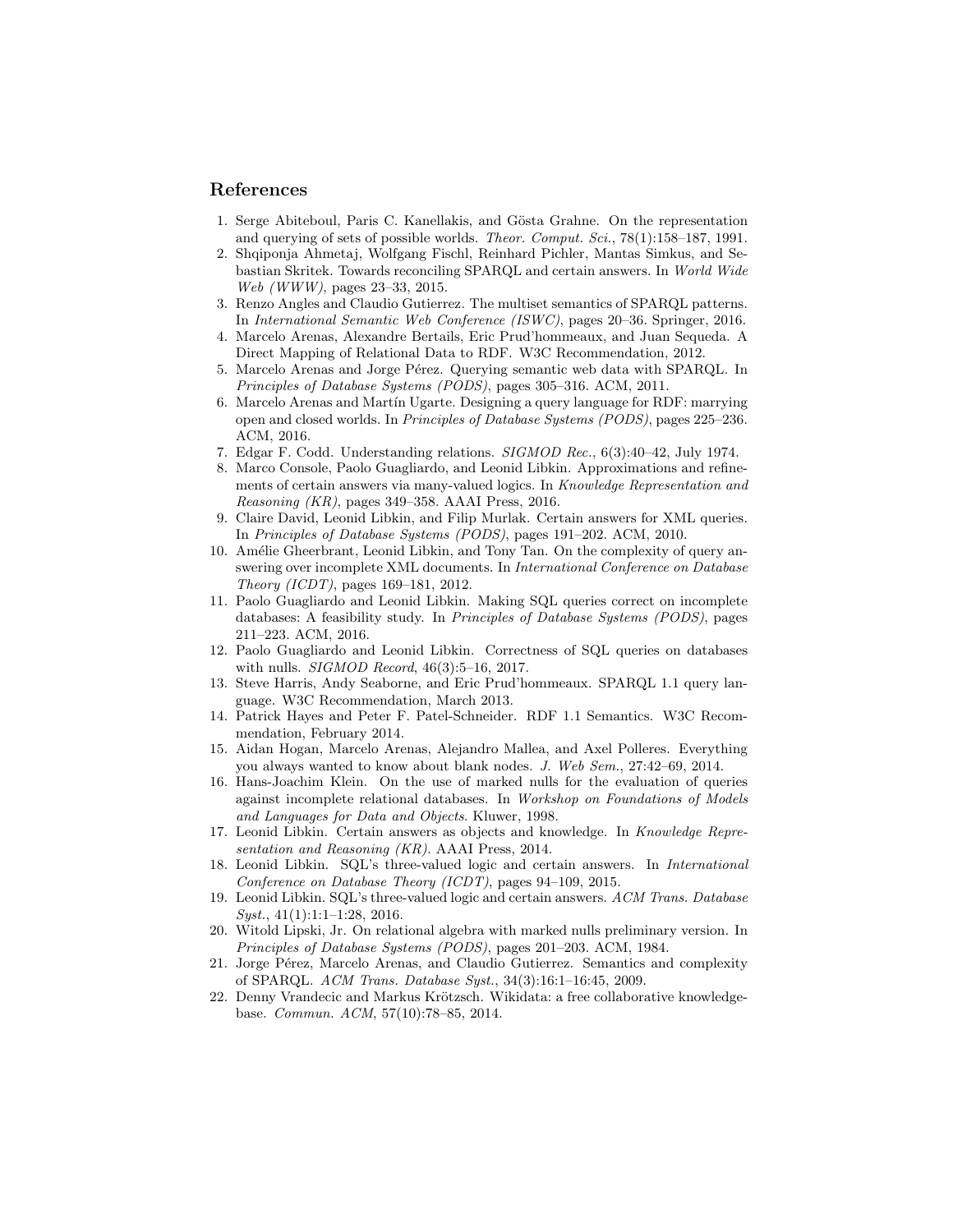## References

1. Serge Abiteboul, Paris C. Kanellakis, and Gösta Grahne. On the representation and querying of sets of possible worlds. *Theor. Comput. Sci.*, 78(1):158–187, 1991.
2. Shqiponja Ahmetaj, Wolfgang Fischl, Reinhard Pichler, Mantas Simkus, and Sebastian Skritek. Towards reconciling SPARQL and certain answers. In *World Wide Web (WWW)*, pages 23–33, 2015.
3. Renzo Angles and Claudio Gutierrez. The multiset semantics of SPARQL patterns. In *International Semantic Web Conference (ISWC)*, pages 20–36. Springer, 2016.
4. Marcelo Arenas, Alexandre Bertails, Eric Prud'hommeaux, and Juan Sequeda. A Direct Mapping of Relational Data to RDF. W3C Recommendation, 2012.
5. Marcelo Arenas and Jorge Pérez. Querying semantic web data with SPARQL. In *Principles of Database Systems (PODS)*, pages 305–316. ACM, 2011.
6. Marcelo Arenas and Martín Ugarte. Designing a query language for RDF: marrying open and closed worlds. In *Principles of Database Systems (PODS)*, pages 225–236. ACM, 2016.
7. Edgar F. Codd. Understanding relations. *SIGMOD Rec.*, 6(3):40–42, July 1974.
8. Marco Console, Paolo Guagliardo, and Leonid Libkin. Approximations and refinements of certain answers via many-valued logics. In *Knowledge Representation and Reasoning (KR)*, pages 349–358. AAAI Press, 2016.
9. Claire David, Leonid Libkin, and Filip Murlak. Certain answers for XML queries. In *Principles of Database Systems (PODS)*, pages 191–202. ACM, 2010.
10. Amélie Gheerbrant, Leonid Libkin, and Tony Tan. On the complexity of query answering over incomplete XML documents. In *International Conference on Database Theory (ICDT)*, pages 169–181, 2012.
11. Paolo Guagliardo and Leonid Libkin. Making SQL queries correct on incomplete databases: A feasibility study. In *Principles of Database Systems (PODS)*, pages 211–223. ACM, 2016.
12. Paolo Guagliardo and Leonid Libkin. Correctness of SQL queries on databases with nulls. *SIGMOD Record*, 46(3):5–16, 2017.
13. Steve Harris, Andy Seaborne, and Eric Prud'hommeaux. SPARQL 1.1 query language. W3C Recommendation, March 2013.
14. Patrick Hayes and Peter F. Patel-Schneider. RDF 1.1 Semantics. W3C Recommendation, February 2014.
15. Aidan Hogan, Marcelo Arenas, Alejandro Mallea, and Axel Polleres. Everything you always wanted to know about blank nodes. *J. Web Sem.*, 27:42–69, 2014.
16. Hans-Joachim Klein. On the use of marked nulls for the evaluation of queries against incomplete relational databases. In *Workshop on Foundations of Models and Languages for Data and Objects*. Kluwer, 1998.
17. Leonid Libkin. Certain answers as objects and knowledge. In *Knowledge Representation and Reasoning (KR)*. AAAI Press, 2014.
18. Leonid Libkin. SQL's three-valued logic and certain answers. In *International Conference on Database Theory (ICDT)*, pages 94–109, 2015.
19. Leonid Libkin. SQL's three-valued logic and certain answers. *ACM Trans. Database Syst.*, 41(1):1:1–1:28, 2016.
20. Witold Lipski, Jr. On relational algebra with marked nulls preliminary version. In *Principles of Database Systems (PODS)*, pages 201–203. ACM, 1984.
21. Jorge Pérez, Marcelo Arenas, and Claudio Gutierrez. Semantics and complexity of SPARQL. *ACM Trans. Database Syst.*, 34(3):16:1–16:45, 2009.
22. Denny Vrandecic and Markus Krötzsch. Wikidata: a free collaborative knowledgebase. *Commun. ACM*, 57(10):78–85, 2014.